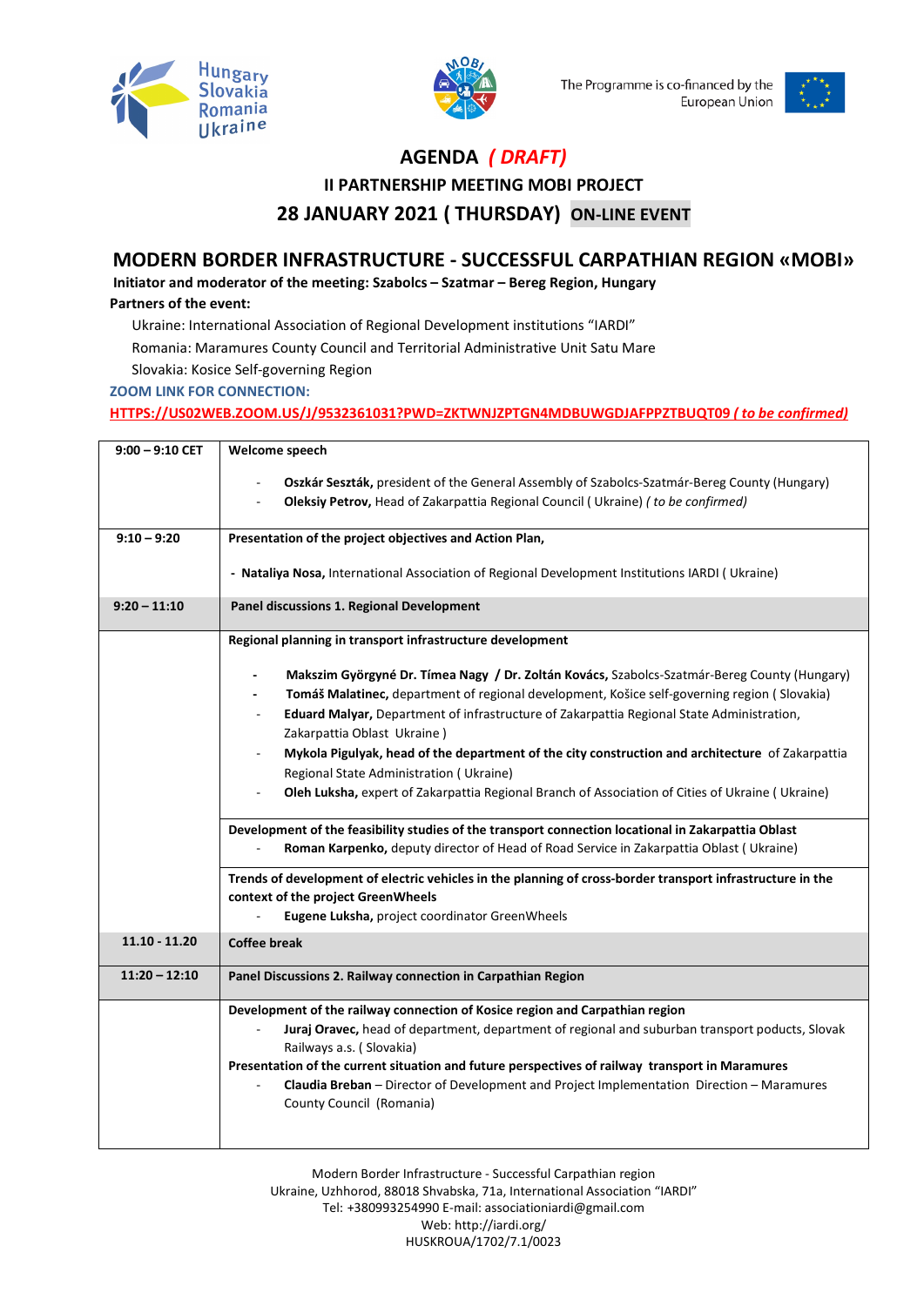Hungary Slovakia Romania Ukraine

MOBI

The Programme is co-financed by the European Union

# AGENDA *( DRAFT)*

## II PARTNERSHIP MEETING MOBI PROJECT

## 28 JANUARY 2021 ( THURSDAY) ON-LINE EVENT

## MODERN BORDER INFRASTRUCTURE - SUCCESSFUL CARPATHIAN REGION «MOBI»

**Initiator and moderator of the meeting: Szabolcs – Szatmar – Bereg Region, Hungary**

**Partners of the event:**

Ukraine: International Association of Regional Development institutions "IARDI"

Romania: Maramures County Council and Territorial Administrative Unit Satu Mare

Slovakia: Kosice Self-governing Region

**ZOOM LINK FOR CONNECTION:**

HTTPS://US02WEB.ZOOM.US/J/9532361031?PWD=ZKTWNJZPTGN4MDBUWGDJAFPPZTBUQT09 *( to be confirmed)*

| | |
|---|---|
| 9:00 – 9:10 CET | **Welcome speech**<br>- **Oszkár Seszták,** president of the General Assembly of Szabolcs-Szatmár-Bereg County (Hungary)<br>- **Oleksiy Petrov,** Head of Zakarpattia Regional Council ( Ukraine) *( to be confirmed)* |
| 9:10 – 9:20 | **Presentation of the project objectives and Action Plan,**<br>- **Nataliya Nosa,** International Association of Regional Development Institutions IARDI ( Ukraine) |
| 9:20 – 11:10 | **Panel discussions 1. Regional Development** |
| | **Regional planning in transport infrastructure development**<br>- **Makszim Györgyné Dr. Tímea Nagy / Dr. Zoltán Kovács,** Szabolcs-Szatmár-Bereg County (Hungary)<br>- **Tomáš Malatinec,** department of regional development, Košice self-governing region ( Slovakia)<br>- **Eduard Malyar,** Department of infrastructure of Zakarpattia Regional State Administration, Zakarpattia Oblast Ukraine )<br>- **Mykola Pigulyak, head of the department of the city construction and architecture** of Zakarpattia Regional State Administration ( Ukraine)<br>- **Oleh Luksha,** expert of Zakarpattia Regional Branch of Association of Cities of Ukraine ( Ukraine) |
| | **Development of the feasibility studies of the transport connection locational in Zakarpattia Oblast**<br>- **Roman Karpenko,** deputy director of Head of Road Service in Zakarpattia Oblast ( Ukraine) |
| | **Trends of development of electric vehicles in the planning of cross-border transport infrastructure in the context of the project GreenWheels**<br>- **Eugene Luksha,** project coordinator GreenWheels |
| 11.10 - 11.20 | **Coffee break** |
| 11:20 – 12:10 | **Panel Discussions 2. Railway connection in Carpathian Region** |
| | **Development of the railway connection of Kosice region and Carpathian region**<br>- **Juraj Oravec,** head of department, department of regional and suburban transport poducts, Slovak Railways a.s. ( Slovakia)<br>**Presentation of the current situation and future perspectives of railway transport in Maramures**<br>- **Claudia Breban** – Director of Development and Project Implementation Direction – Maramures County Council (Romania) |

Modern Border Infrastructure - Successful Carpathian region
Ukraine, Uzhhorod, 88018 Shvabska, 71a, International Association "IARDI"
Tel: +380993254990 E-mail: associationiardi@gmail.com
Web: http://iardi.org/
HUSKROUA/1702/7.1/0023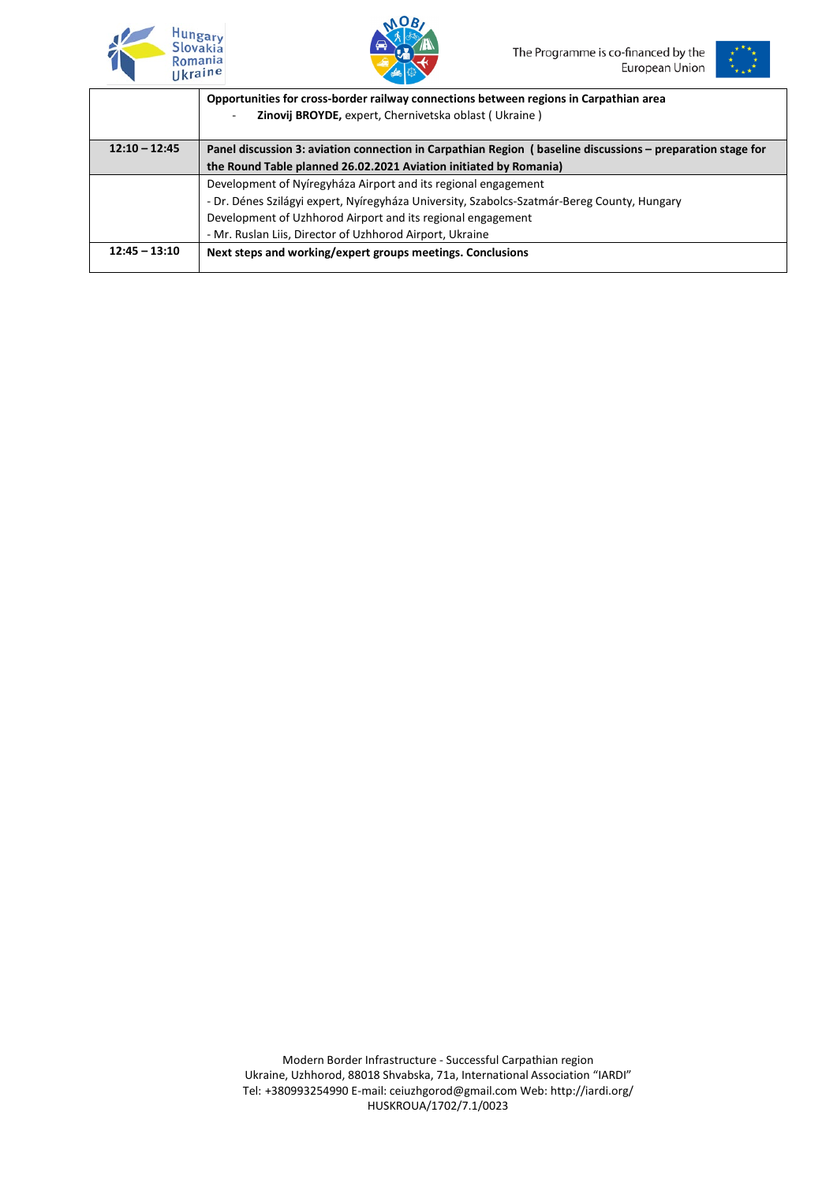| | |
|---|---|
| | **Opportunities for cross-border railway connections between regions in Carpathian area**<br>- **Zinovij BROYDE,** expert, Chernivetska oblast ( Ukraine ) |
| **12:10 – 12:45** | **Panel discussion 3: aviation connection in Carpathian Region ( baseline discussions – preparation stage for the Round Table planned 26.02.2021 Aviation initiated by Romania)** |
| | Development of Nyíregyháza Airport and its regional engagement<br>- Dr. Dénes Szilágyi expert, Nyíregyháza University, Szabolcs-Szatmár-Bereg County, Hungary<br>Development of Uzhhorod Airport and its regional engagement<br>- Mr. Ruslan Liis, Director of Uzhhorod Airport, Ukraine |
| **12:45 – 13:10** | **Next steps and working/expert groups meetings. Conclusions** |